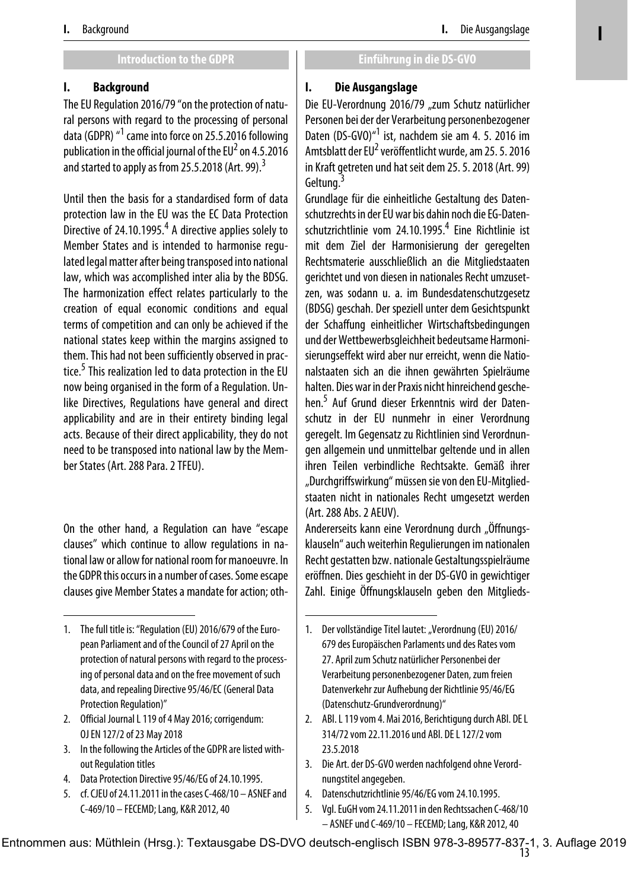## Introduction to the GDPR

### I. Background

The EU Regulation 2016/79 "on the protection of natural persons with regard to the processing of personal data (GDPR) "[1] came into force on 25.5.2016 following publication in the official journal of the EU[2] on 4.5.2016 and started to apply as from 25.5.2018 (Art. 99).[3]

Until then the basis for a standardised form of data protection law in the EU was the EC Data Protection Directive of 24.10.1995.[4] A directive applies solely to Member States and is intended to harmonise regulated legal matter after being transposed into national law, which was accomplished inter alia by the BDSG. The harmonization effect relates particularly to the creation of equal economic conditions and equal terms of competition and can only be achieved if the national states keep within the margins assigned to them. This had not been sufficiently observed in practice.[5] This realization led to data protection in the EU now being organised in the form of a Regulation. Unlike Directives, Regulations have general and direct applicability and are in their entirety binding legal acts. Because of their direct applicability, they do not need to be transposed into national law by the Member States (Art. 288 Para. 2 TFEU).

On the other hand, a Regulation can have "escape clauses" which continue to allow regulations in national law or allow for national room for manoeuvre. In the GDPR this occurs in a number of cases. Some escape clauses give Member States a mandate for action; oth-

1. The full title is: "Regulation (EU) 2016/679 of the European Parliament and of the Council of 27 April on the protection of natural persons with regard to the processing of personal data and on the free movement of such data, and repealing Directive 95/46/EC (General Data Protection Regulation)"
2. Official Journal L 119 of 4 May 2016; corrigendum: OJ EN 127/2 of 23 May 2018
3. In the following the Articles of the GDPR are listed without Regulation titles
4. Data Protection Directive 95/46/EG of 24.10.1995.
5. cf. CJEU of 24.11.2011 in the cases C-468/10 – ASNEF and C-469/10 – FECEMD; Lang, K&R 2012, 40

## Einführung in die DS-GVO

### I. Die Ausgangslage

Die EU-Verordnung 2016/79 „zum Schutz natürlicher Personen bei der der Verarbeitung personenbezogener Daten (DS-GVO)"[1] ist, nachdem sie am 4. 5. 2016 im Amtsblatt der EU[2] veröffentlicht wurde, am 25. 5. 2016 in Kraft getreten und hat seit dem 25. 5. 2018 (Art. 99) Geltung.[3]

Grundlage für die einheitliche Gestaltung des Datenschutzrechts in der EU war bis dahin noch die EG-Datenschutzrichtlinie vom 24.10.1995.[4] Eine Richtlinie ist mit dem Ziel der Harmonisierung der geregelten Rechtsmaterie ausschließlich an die Mitgliedstaaten gerichtet und von diesen in nationales Recht umzusetzen, was sodann u. a. im Bundesdatenschutzgesetz (BDSG) geschah. Der speziell unter dem Gesichtspunkt der Schaffung einheitlicher Wirtschaftsbedingungen und der Wettbewerbsgleichheit bedeutsame Harmonisierungseffekt wird aber nur erreicht, wenn die Nationalstaaten sich an die ihnen gewährten Spielräume halten. Dies war in der Praxis nicht hinreichend geschehen.[5] Auf Grund dieser Erkenntnis wird der Datenschutz in der EU nunmehr in einer Verordnung geregelt. Im Gegensatz zu Richtlinien sind Verordnungen allgemein und unmittelbar geltende und in allen ihren Teilen verbindliche Rechtsakte. Gemäß ihrer „Durchgriffswirkung" müssen sie von den EU-Mitgliedstaaten nicht in nationales Recht umgesetzt werden (Art. 288 Abs. 2 AEUV).

Andererseits kann eine Verordnung durch „Öffnungsklauseln" auch weiterhin Regulierungen im nationalen Recht gestatten bzw. nationale Gestaltungsspielräume eröffnen. Dies geschieht in der DS-GVO in gewichtiger Zahl. Einige Öffnungsklauseln geben den Mitglieds-

1. Der vollständige Titel lautet: „Verordnung (EU) 2016/679 des Europäischen Parlaments und des Rates vom 27. April zum Schutz natürlicher Personenbei der Verarbeitung personenbezogener Daten, zum freien Datenverkehr zur Aufhebung der Richtlinie 95/46/EG (Datenschutz-Grundverordnung)"
2. ABl. L 119 vom 4. Mai 2016, Berichtigung durch ABl. DE L 314/72 vom 22.11.2016 und ABl. DE L 127/2 vom 23.5.2018
3. Die Art. der DS-GVO werden nachfolgend ohne Verordnungstitel angegeben.
4. Datenschutzrichtlinie 95/46/EG vom 24.10.1995.
5. Vgl. EuGH vom 24.11.2011 in den Rechtssachen C-468/10 – ASNEF und C-469/10 – FECEMD; Lang, K&R 2012, 40

Entnommen aus: Müthlein (Hrsg.): Textausgabe DS-DVO deutsch-englisch ISBN 978-3-89577-837-1, 3. Auflage 2019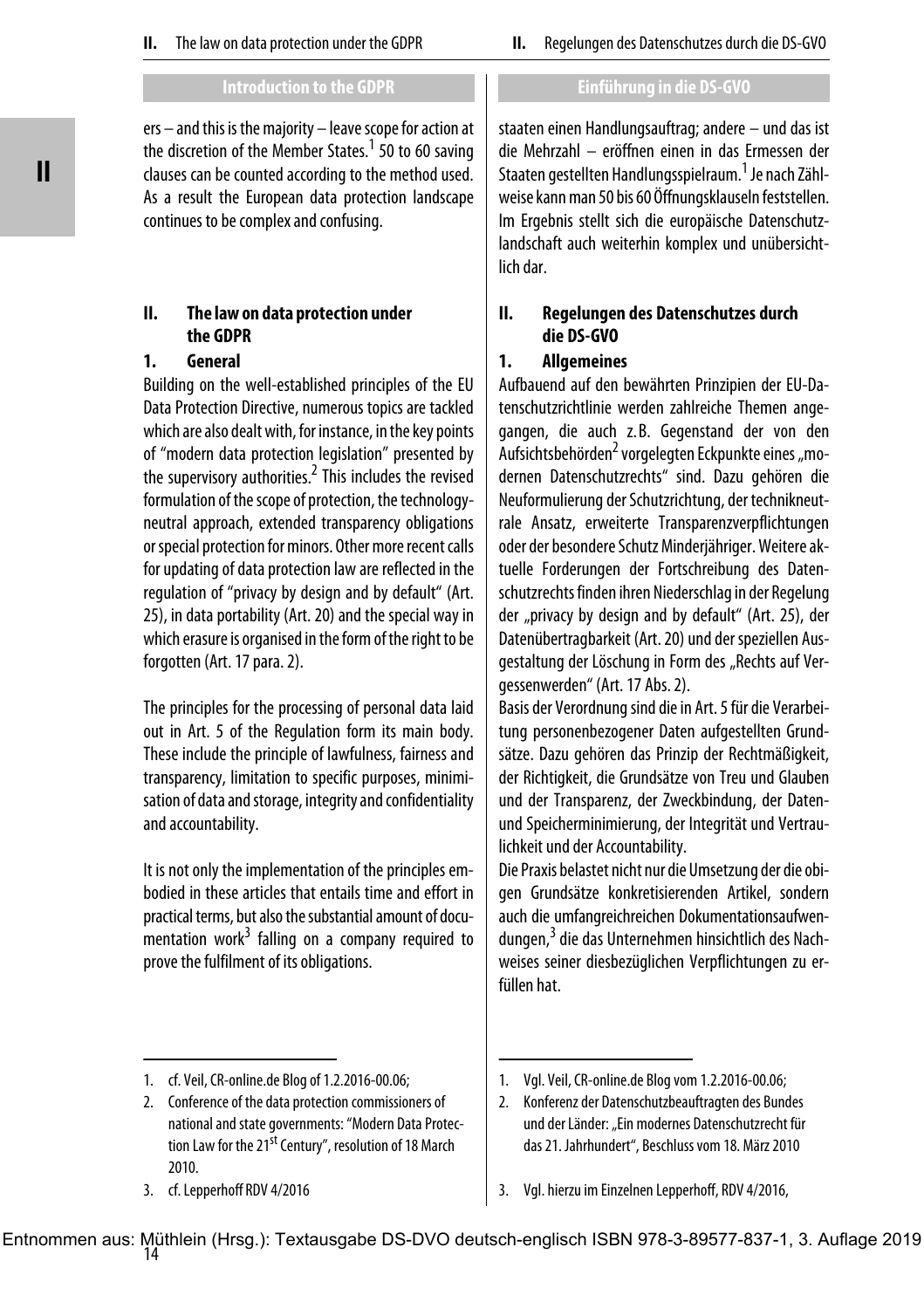## Introduction to the GDPR

ers – and this is the majority – leave scope for action at the discretion of the Member States.[1] 50 to 60 saving clauses can be counted according to the method used. As a result the European data protection landscape continues to be complex and confusing.

## II. The law on data protection under the GDPR

### 1. General

Building on the well-established principles of the EU Data Protection Directive, numerous topics are tackled which are also dealt with, for instance, in the key points of "modern data protection legislation" presented by the supervisory authorities.[2] This includes the revised formulation of the scope of protection, the technology-neutral approach, extended transparency obligations or special protection for minors. Other more recent calls for updating of data protection law are reflected in the regulation of "privacy by design and by default" (Art. 25), in data portability (Art. 20) and the special way in which erasure is organised in the form of the right to be forgotten (Art. 17 para. 2).

The principles for the processing of personal data laid out in Art. 5 of the Regulation form its main body. These include the principle of lawfulness, fairness and transparency, limitation to specific purposes, minimisation of data and storage, integrity and confidentiality and accountability.

It is not only the implementation of the principles embodied in these articles that entails time and effort in practical terms, but also the substantial amount of documentation work[3] falling on a company required to prove the fulfilment of its obligations.

---

1. cf. Veil, CR-online.de Blog of 1.2.2016-00.06;
2. Conference of the data protection commissioners of national and state governments: "Modern Data Protection Law for the 21st Century", resolution of 18 March 2010.
3. cf. Lepperhoff RDV 4/2016

## Einführung in die DS-GVO

staaten einen Handlungsauftrag; andere – und das ist die Mehrzahl – eröffnen einen in das Ermessen der Staaten gestellten Handlungsspielraum.[1] Je nach Zählweise kann man 50 bis 60 Öffnungsklauseln feststellen. Im Ergebnis stellt sich die europäische Datenschutzlandschaft auch weiterhin komplex und unübersichtlich dar.

## II. Regelungen des Datenschutzes durch die DS-GVO

### 1. Allgemeines

Aufbauend auf den bewährten Prinzipien der EU-Datenschutzrichtlinie werden zahlreiche Themen angegangen, die auch z.B. Gegenstand der von den Aufsichtsbehörden[2] vorgelegten Eckpunkte eines „modernen Datenschutzrechts" sind. Dazu gehören die Neuformulierung der Schutzrichtung, der techniknneutrale Ansatz, erweiterte Transparenzverpflichtungen oder der besondere Schutz Minderjähriger. Weitere aktuelle Forderungen der Fortschreibung des Datenschutzrechts finden ihren Niederschlag in der Regelung der „privacy by design and by default" (Art. 25), der Datenübertragbarkeit (Art. 20) und der speziellen Ausgestaltung der Löschung in Form des „Rechts auf Vergessenwerden" (Art. 17 Abs. 2).

Basis der Verordnung sind die in Art. 5 für die Verarbeitung personenbezogener Daten aufgestellten Grundsätze. Dazu gehören das Prinzip der Rechtmäßigkeit, der Richtigkeit, die Grundsätze von Treu und Glauben und der Transparenz, der Zweckbindung, der Daten- und Speicherminimierung, der Integrität und Vertraulichkeit und der Accountability.

Die Praxis belastet nicht nur die Umsetzung der die obigen Grundsätze konkretisierenden Artikel, sondern auch die umfangreichreichen Dokumentationsaufwendungen,[3] die das Unternehmen hinsichtlich des Nachweises seiner diesbezüglichen Verpflichtungen zu erfüllen hat.

---

1. Vgl. Veil, CR-online.de Blog vom 1.2.2016-00.06;
2. Konferenz der Datenschutzbeauftragten des Bundes und der Länder: „Ein modernes Datenschutzrecht für das 21. Jahrhundert", Beschluss vom 18. März 2010
3. Vgl. hierzu im Einzelnen Lepperhoff, RDV 4/2016,

Entnommen aus: Müthlein (Hrsg.): Textausgabe DS-DVO deutsch-englisch ISBN 978-3-89577-837-1, 3. Auflage 2019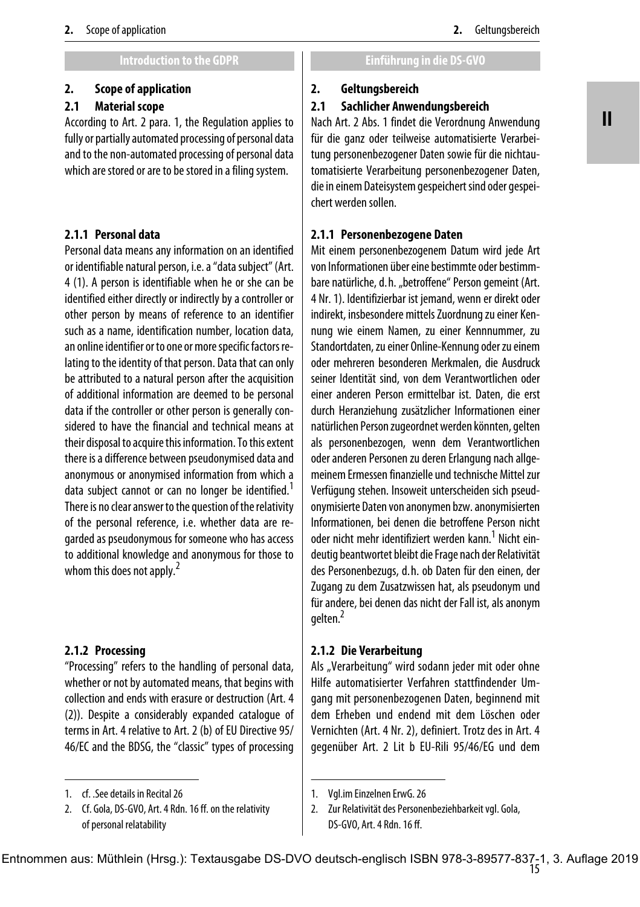**Introduction to the GDPR**

## 2. Scope of application

### 2.1 Material scope

According to Art. 2 para. 1, the Regulation applies to fully or partially automated processing of personal data and to the non-automated processing of personal data which are stored or are to be stored in a filing system.

#### 2.1.1 Personal data

Personal data means any information on an identified or identifiable natural person, i.e. a "data subject" (Art. 4 (1). A person is identifiable when he or she can be identified either directly or indirectly by a controller or other person by means of reference to an identifier such as a name, identification number, location data, an online identifier or to one or more specific factors relating to the identity of that person. Data that can only be attributed to a natural person after the acquisition of additional information are deemed to be personal data if the controller or other person is generally considered to have the financial and technical means at their disposal to acquire this information. To this extent there is a difference between pseudonymised data and anonymous or anonymised information from which a data subject cannot or can no longer be identified.[1] There is no clear answer to the question of the relativity of the personal reference, i.e. whether data are regarded as pseudonymous for someone who has access to additional knowledge and anonymous for those to whom this does not apply.[2]

#### 2.1.2 Processing

"Processing" refers to the handling of personal data, whether or not by automated means, that begins with collection and ends with erasure or destruction (Art. 4 (2)). Despite a considerably expanded catalogue of terms in Art. 4 relative to Art. 2 (b) of EU Directive 95/46/EC and the BDSG, the "classic" types of processing

1. cf. .See details in Recital 26
2. Cf. Gola, DS-GVO, Art. 4 Rdn. 16 ff. on the relativity of personal relatability

**Einführung in die DS-GVO**

## 2. Geltungsbereich

### 2.1 Sachlicher Anwendungsbereich

Nach Art. 2 Abs. 1 findet die Verordnung Anwendung für die ganz oder teilweise automatisierte Verarbeitung personenbezogener Daten sowie für die nichtautomatisierte Verarbeitung personenbezogener Daten, die in einem Dateisystem gespeichert sind oder gespeichert werden sollen.

#### 2.1.1 Personenbezogene Daten

Mit einem personenbezogenem Datum wird jede Art von Informationen über eine bestimmte oder bestimmbare natürliche, d. h. „betroffene" Person gemeint (Art. 4 Nr. 1). Identifizierbar ist jemand, wenn er direkt oder indirekt, insbesondere mittels Zuordnung zu einer Kennung wie einem Namen, zu einer Kennnummer, zu Standortdaten, zu einer Online-Kennung oder zu einem oder mehreren besonderen Merkmalen, die Ausdruck seiner Identität sind, von dem Verantwortlichen oder einer anderen Person ermittelbar ist. Daten, die erst durch Heranziehung zusätzlicher Informationen einer natürlichen Person zugeordnet werden könnten, gelten als personenbezogen, wenn dem Verantwortlichen oder anderen Personen zu deren Erlangung nach allgemeinem Ermessen finanzielle und technische Mittel zur Verfügung stehen. Insoweit unterscheiden sich pseudonymisierte Daten von anonymen bzw. anonymisierten Informationen, bei denen die betroffene Person nicht oder nicht mehr identifiziert werden kann.[1] Nicht eindeutig beantwortet bleibt die Frage nach der Relativität des Personenbezugs, d. h. ob Daten für den einen, der Zugang zu dem Zusatzwissen hat, als pseudonym und für andere, bei denen das nicht der Fall ist, als anonym gelten.[2]

#### 2.1.2 Die Verarbeitung

Als „Verarbeitung" wird sodann jeder mit oder ohne Hilfe automatisierter Verfahren stattfindender Umgang mit personenbezogenen Daten, beginnend mit dem Erheben und endend mit dem Löschen oder Vernichten (Art. 4 Nr. 2), definiert. Trotz des in Art. 4 gegenüber Art. 2 Lit b EU-Rili 95/46/EG und dem

1. Vgl.im Einzelnen ErwG. 26
2. Zur Relativität des Personenbeziehbarkeit vgl. Gola, DS-GVO, Art. 4 Rdn. 16 ff.

Entnommen aus: Müthlein (Hrsg.): Textausgabe DS-DVO deutsch-englisch ISBN 978-3-89577-837-1, 3. Auflage 2019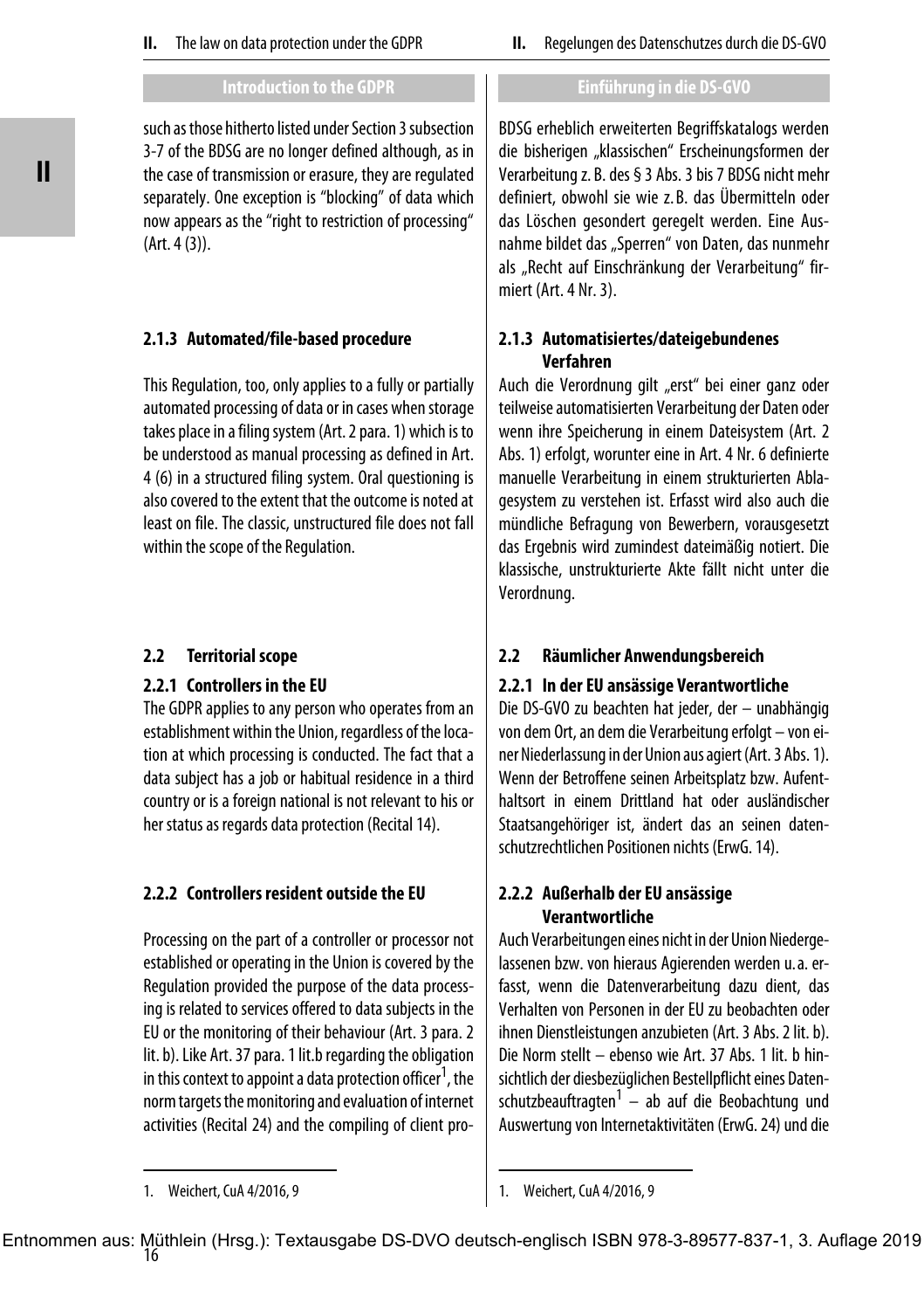## Introduction to the GDPR

such as those hitherto listed under Section 3 subsection 3-7 of the BDSG are no longer defined although, as in the case of transmission or erasure, they are regulated separately. One exception is "blocking" of data which now appears as the "right to restriction of processing" (Art. 4 (3)).

### 2.1.3 Automated/file-based procedure

This Regulation, too, only applies to a fully or partially automated processing of data or in cases when storage takes place in a filing system (Art. 2 para. 1) which is to be understood as manual processing as defined in Art. 4 (6) in a structured filing system. Oral questioning is also covered to the extent that the outcome is noted at least on file. The classic, unstructured file does not fall within the scope of the Regulation.

### 2.2 Territorial scope

#### 2.2.1 Controllers in the EU

The GDPR applies to any person who operates from an establishment within the Union, regardless of the location at which processing is conducted. The fact that a data subject has a job or habitual residence in a third country or is a foreign national is not relevant to his or her status as regards data protection (Recital 14).

#### 2.2.2 Controllers resident outside the EU

Processing on the part of a controller or processor not established or operating in the Union is covered by the Regulation provided the purpose of the data processing is related to services offered to data subjects in the EU or the monitoring of their behaviour (Art. 3 para. 2 lit. b). Like Art. 37 para. 1 lit.b regarding the obligation in this context to appoint a data protection officer[1], the norm targets the monitoring and evaluation of internet activities (Recital 24) and the compiling of client pro-

1. Weichert, CuA 4/2016, 9

## Einführung in die DS-GVO

BDSG erheblich erweiterten Begriffskatalogs werden die bisherigen „klassischen" Erscheinungsformen der Verarbeitung z. B. des § 3 Abs. 3 bis 7 BDSG nicht mehr definiert, obwohl sie wie z. B. das Übermitteln oder das Löschen gesondert geregelt werden. Eine Ausnahme bildet das „Sperren" von Daten, das nunmehr als „Recht auf Einschränkung der Verarbeitung" firmiert (Art. 4 Nr. 3).

### 2.1.3 Automatisiertes/dateigebundenes Verfahren

Auch die Verordnung gilt „erst" bei einer ganz oder teilweise automatisierten Verarbeitung der Daten oder wenn ihre Speicherung in einem Dateisystem (Art. 2 Abs. 1) erfolgt, worunter eine in Art. 4 Nr. 6 definierte manuelle Verarbeitung in einem strukturierten Ablagesystem zu verstehen ist. Erfasst wird also auch die mündliche Befragung von Bewerbern, vorausgesetzt das Ergebnis wird zumindest dateimäßig notiert. Die klassische, unstrukturierte Akte fällt nicht unter die Verordnung.

### 2.2 Räumlicher Anwendungsbereich

#### 2.2.1 In der EU ansässige Verantwortliche

Die DS-GVO zu beachten hat jeder, der – unabhängig von dem Ort, an dem die Verarbeitung erfolgt – von einer Niederlassung in der Union aus agiert (Art. 3 Abs. 1). Wenn der Betroffene seinen Arbeitsplatz bzw. Aufenthaltsort in einem Drittland hat oder ausländischer Staatsangehöriger ist, ändert das an seinen datenschutzrechtlichen Positionen nichts (ErwG. 14).

#### 2.2.2 Außerhalb der EU ansässige Verantwortliche

Auch Verarbeitungen eines nicht in der Union Niedergelassenen bzw. von hieraus Agierenden werden u. a. erfasst, wenn die Datenverarbeitung dazu dient, das Verhalten von Personen in der EU zu beobachten oder ihnen Dienstleistungen anzubieten (Art. 3 Abs. 2 lit. b). Die Norm stellt – ebenso wie Art. 37 Abs. 1 lit. b hinsichtlich der diesbezüglichen Bestellpflicht eines Datenschutzbeauftragten[1] – ab auf die Beobachtung und Auswertung von Internetaktivitäten (ErwG. 24) und die

1. Weichert, CuA 4/2016, 9

Entnommen aus: Müthlein (Hrsg.): Textausgabe DS-DVO deutsch-englisch ISBN 978-3-89577-837-1, 3. Auflage 2019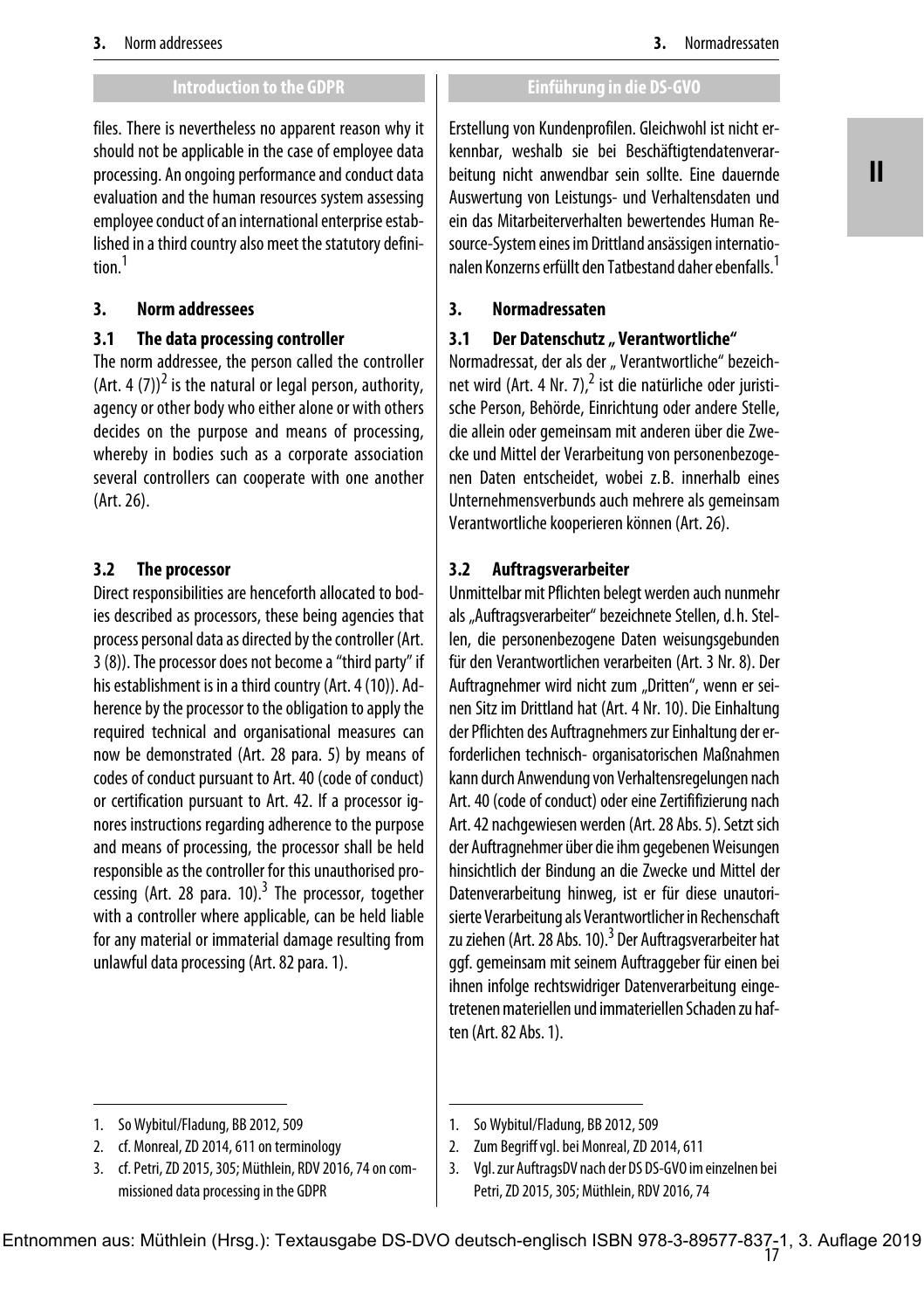files. There is nevertheless no apparent reason why it should not be applicable in the case of employee data processing. An ongoing performance and conduct data evaluation and the human resources system assessing employee conduct of an international enterprise established in a third country also meet the statutory definition.[1]

## 3. Norm addressees

### 3.1 The data processing controller

The norm addressee, the person called the controller (Art. 4 (7))[2] is the natural or legal person, authority, agency or other body who either alone or with others decides on the purpose and means of processing, whereby in bodies such as a corporate association several controllers can cooperate with one another (Art. 26).

### 3.2 The processor

Direct responsibilities are henceforth allocated to bodies described as processors, these being agencies that process personal data as directed by the controller (Art. 3 (8)). The processor does not become a "third party" if his establishment is in a third country (Art. 4 (10)). Adherence by the processor to the obligation to apply the required technical and organisational measures can now be demonstrated (Art. 28 para. 5) by means of codes of conduct pursuant to Art. 40 (code of conduct) or certification pursuant to Art. 42. If a processor ignores instructions regarding adherence to the purpose and means of processing, the processor shall be held responsible as the controller for this unauthorised processing (Art. 28 para. 10).[3] The processor, together with a controller where applicable, can be held liable for any material or immaterial damage resulting from unlawful data processing (Art. 82 para. 1).

1. So Wybitul/Fladung, BB 2012, 509
2. cf. Monreal, ZD 2014, 611 on terminology
3. cf. Petri, ZD 2015, 305; Müthlein, RDV 2016, 74 on commissioned data processing in the GDPR

---

Erstellung von Kundenprofilen. Gleichwohl ist nicht erkennbar, weshalb sie bei Beschäftigtendatenverarbeitung nicht anwendbar sein sollte. Eine dauernde Auswertung von Leistungs- und Verhaltensdaten und ein das Mitarbeiterverhalten bewertendes Human Resource-System eines im Drittland ansässigen internationalen Konzerns erfüllt den Tatbestand daher ebenfalls.[1]

## 3. Normadressaten

### 3.1 Der Datenschutz „ Verantwortliche"

Normadressat, der als der „ Verantwortliche" bezeichnet wird (Art. 4 Nr. 7),[2] ist die natürliche oder juristische Person, Behörde, Einrichtung oder andere Stelle, die allein oder gemeinsam mit anderen über die Zwecke und Mittel der Verarbeitung von personenbezogenen Daten entscheidet, wobei z.B. innerhalb eines Unternehmensverbunds auch mehrere als gemeinsam Verantwortliche kooperieren können (Art. 26).

### 3.2 Auftragsverarbeiter

Unmittelbar mit Pflichten belegt werden auch nunmehr als „Auftragsverarbeiter" bezeichnete Stellen, d.h. Stellen, die personenbezogene Daten weisungsgebunden für den Verantwortlichen verarbeiten (Art. 3 Nr. 8). Der Auftragnehmer wird nicht zum „Dritten", wenn er seinen Sitz im Drittland hat (Art. 4 Nr. 10). Die Einhaltung der Pflichten des Auftragnehmers zur Einhaltung der erforderlichen technisch- organisatorischen Maßnahmen kann durch Anwendung von Verhaltensregelungen nach Art. 40 (code of conduct) oder eine Zertififizierung nach Art. 42 nachgewiesen werden (Art. 28 Abs. 5). Setzt sich der Auftragnehmer über die ihm gegebenen Weisungen hinsichtlich der Bindung an die Zwecke und Mittel der Datenverarbeitung hinweg, ist er für diese unautorisierte Verarbeitung als Verantwortlicher in Rechenschaft zu ziehen (Art. 28 Abs. 10).[3] Der Auftragsverarbeiter hat ggf. gemeinsam mit seinem Auftraggeber für einen bei ihnen infolge rechtswidriger Datenverarbeitung eingetretenen materiellen und immateriellen Schaden zu haften (Art. 82 Abs. 1).

1. So Wybitul/Fladung, BB 2012, 509
2. Zum Begriff vgl. bei Monreal, ZD 2014, 611
3. Vgl. zur AuftragsDV nach der DS DS-GVO im einzelnen bei Petri, ZD 2015, 305; Müthlein, RDV 2016, 74

Entnommen aus: Müthlein (Hrsg.): Textausgabe DS-DVO deutsch-englisch ISBN 978-3-89577-837-1, 3. Auflage 2019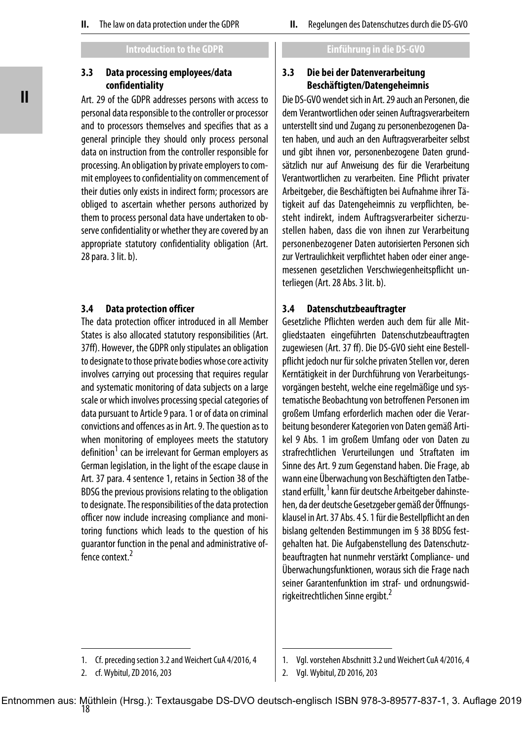## Introduction to the GDPR

### 3.3 Data processing employees/data confidentiality

Art. 29 of the GDPR addresses persons with access to personal data responsible to the controller or processor and to processors themselves and specifies that as a general principle they should only process personal data on instruction from the controller responsible for processing. An obligation by private employers to commit employees to confidentiality on commencement of their duties only exists in indirect form; processors are obliged to ascertain whether persons authorized by them to process personal data have undertaken to observe confidentiality or whether they are covered by an appropriate statutory confidentiality obligation (Art. 28 para. 3 lit. b).

### 3.4 Data protection officer

The data protection officer introduced in all Member States is also allocated statutory responsibilities (Art. 37ff). However, the GDPR only stipulates an obligation to designate to those private bodies whose core activity involves carrying out processing that requires regular and systematic monitoring of data subjects on a large scale or which involves processing special categories of data pursuant to Article 9 para. 1 or of data on criminal convictions and offences as in Art. 9. The question as to when monitoring of employees meets the statutory definition[1] can be irrelevant for German employers as German legislation, in the light of the escape clause in Art. 37 para. 4 sentence 1, retains in Section 38 of the BDSG the previous provisions relating to the obligation to designate. The responsibilities of the data protection officer now include increasing compliance and monitoring functions which leads to the question of his guarantor function in the penal and administrative offence context.[2]

1. Cf. preceding section 3.2 and Weichert CuA 4/2016, 4
2. cf. Wybitul, ZD 2016, 203

## Einführung in die DS-GVO

### 3.3 Die bei der Datenverarbeitung Beschäftigten/Datengeheimnis

Die DS-GVO wendet sich in Art. 29 auch an Personen, die dem Verantwortlichen oder seinen Auftragsverarbeitern unterstellt sind und Zugang zu personenbezogenen Daten haben, und auch an den Auftragsverarbeiter selbst und gibt ihnen vor, personenbezogene Daten grundsätzlich nur auf Anweisung des für die Verarbeitung Verantwortlichen zu verarbeiten. Eine Pflicht privater Arbeitgeber, die Beschäftigten bei Aufnahme ihrer Tätigkeit auf das Datengeheimnis zu verpflichten, besteht indirekt, indem Auftragsverarbeiter sicherzustellen haben, dass die von ihnen zur Verarbeitung personenbezogener Daten autorisierten Personen sich zur Vertraulichkeit verpflichtet haben oder einer angemessenen gesetzlichen Verschwiegenheitspflicht unterliegen (Art. 28 Abs. 3 lit. b).

### 3.4 Datenschutzbeauftragter

Gesetzliche Pflichten werden auch dem für alle Mitgliedstaaten eingeführten Datenschutzbeauftragten zugewiesen (Art. 37 ff). Die DS-GVO sieht eine Bestellpflicht jedoch nur für solche privaten Stellen vor, deren Kerntätigkeit in der Durchführung von Verarbeitungsvorgängen besteht, welche eine regelmäßige und systematische Beobachtung von betroffenen Personen im großem Umfang erforderlich machen oder die Verarbeitung besonderer Kategorien von Daten gemäß Artikel 9 Abs. 1 im großem Umfang oder von Daten zu strafrechtlichen Verurteilungen und Straftaten im Sinne des Art. 9 zum Gegenstand haben. Die Frage, ab wann eine Überwachung von Beschäftigten den Tatbestand erfüllt,[1] kann für deutsche Arbeitgeber dahinstehen, da der deutsche Gesetzgeber gemäß der Öffnungsklausel in Art. 37 Abs. 4 S. 1 für die Bestellpflicht an den bislang geltenden Bestimmungen im § 38 BDSG festgehalten hat. Die Aufgabenstellung des Datenschutzbeauftragten hat nunmehr verstärkt Compliance- und Überwachungsfunktionen, woraus sich die Frage nach seiner Garantenfunktion im straf- und ordnungswidrigkeitrechtlichen Sinne ergibt.[2]

1. Vgl. vorstehen Abschnitt 3.2 und Weichert CuA 4/2016, 4
2. Vgl. Wybitul, ZD 2016, 203

Entnommen aus: Müthlein (Hrsg.): Textausgabe DS-DVO deutsch-englisch ISBN 978-3-89577-837-1, 3. Auflage 2019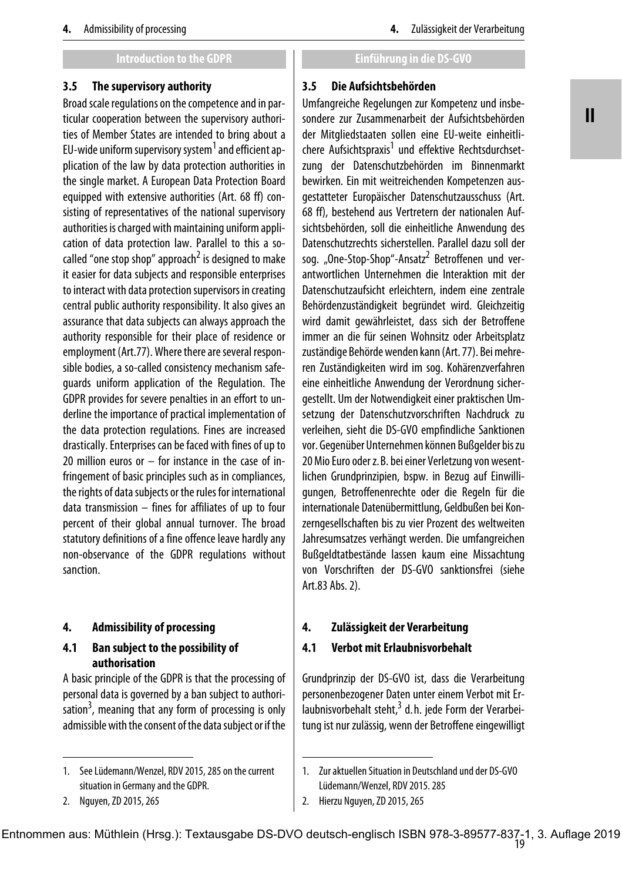**Introduction to the GDPR**

### 3.5 The supervisory authority

Broad scale regulations on the competence and in particular cooperation between the supervisory authorities of Member States are intended to bring about a EU-wide uniform supervisory system[1] and efficient application of the law by data protection authorities in the single market. A European Data Protection Board equipped with extensive authorities (Art. 68 ff) consisting of representatives of the national supervisory authorities is charged with maintaining uniform application of data protection law. Parallel to this a so-called "one stop shop" approach[2] is designed to make it easier for data subjects and responsible enterprises to interact with data protection supervisors in creating central public authority responsibility. It also gives an assurance that data subjects can always approach the authority responsible for their place of residence or employment (Art.77). Where there are several responsible bodies, a so-called consistency mechanism safeguards uniform application of the Regulation. The GDPR provides for severe penalties in an effort to underline the importance of practical implementation of the data protection regulations. Fines are increased drastically. Enterprises can be faced with fines of up to 20 million euros or – for instance in the case of infringement of basic principles such as in compliances, the rights of data subjects or the rules for international data transmission – fines for affiliates of up to four percent of their global annual turnover. The broad statutory definitions of a fine offence leave hardly any non-observance of the GDPR regulations without sanction.

## 4. Admissibility of processing

### 4.1 Ban subject to the possibility of authorisation

A basic principle of the GDPR is that the processing of personal data is governed by a ban subject to authorisation[3], meaning that any form of processing is only admissible with the consent of the data subject or if the

1. See Lüdemann/Wenzel, RDV 2015, 285 on the current situation in Germany and the GDPR.
2. Nguyen, ZD 2015, 265

**Einführung in die DS-GVO**

### 3.5 Die Aufsichtsbehörden

Umfangreiche Regelungen zur Kompetenz und insbesondere zur Zusammenarbeit der Aufsichtsbehörden der Mitgliedstaaten sollen eine EU-weite einheitlichere Aufsichtspraxis[1] und effektive Rechtsdurchsetzung der Datenschutzbehörden im Binnenmarkt bewirken. Ein mit weitreichenden Kompetenzen ausgestatteter Europäischer Datenschutzausschuss (Art. 68 ff), bestehend aus Vertretern der nationalen Aufsichtsbehörden, soll die einheitliche Anwendung des Datenschutzrechts sicherstellen. Parallel dazu soll der sog. „One-Stop-Shop"-Ansatz[2] Betroffenen und verantwortlichen Unternehmen die Interaktion mit der Datenschutzaufsicht erleichtern, indem eine zentrale Behördenzuständigkeit begründet wird. Gleichzeitig wird damit gewährleistet, dass sich der Betroffene immer an die für seinen Wohnsitz oder Arbeitsplatz zuständige Behörde wenden kann (Art. 77). Bei mehreren Zuständigkeiten wird im sog. Kohärenzverfahren eine einheitliche Anwendung der Verordnung sichergestellt. Um der Notwendigkeit einer praktischen Umsetzung der Datenschutzvorschriften Nachdruck zu verleihen, sieht die DS-GVO empfindliche Sanktionen vor. Gegenüber Unternehmen können Bußgelder bis zu 20 Mio Euro oder z. B. bei einer Verletzung von wesentlichen Grundprinzipien, bspw. in Bezug auf Einwilligungen, Betroffenenrechte oder die Regeln für die internationale Datenübermittlung, Geldbußen bei Konzerngesellschaften bis zu vier Prozent des weltweiten Jahresumsatzes verhängt werden. Die umfangreichen Bußgeldtatbestände lassen kaum eine Missachtung von Vorschriften der DS-GVO sanktionsfrei (siehe Art.83 Abs. 2).

## 4. Zulässigkeit der Verarbeitung

### 4.1 Verbot mit Erlaubnisvorbehalt

Grundprinzip der DS-GVO ist, dass die Verarbeitung personenbezogener Daten unter einem Verbot mit Erlaubnisvorbehalt steht,[3] d. h. jede Form der Verarbeitung ist nur zulässig, wenn der Betroffene eingewilligt

1. Zur aktuellen Situation in Deutschland und der DS-GVO Lüdemann/Wenzel, RDV 2015. 285
2. Hierzu Nguyen, ZD 2015, 265

Entnommen aus: Müthlein (Hrsg.): Textausgabe DS-DVO deutsch-englisch ISBN 978-3-89577-837-1, 3. Auflage 2019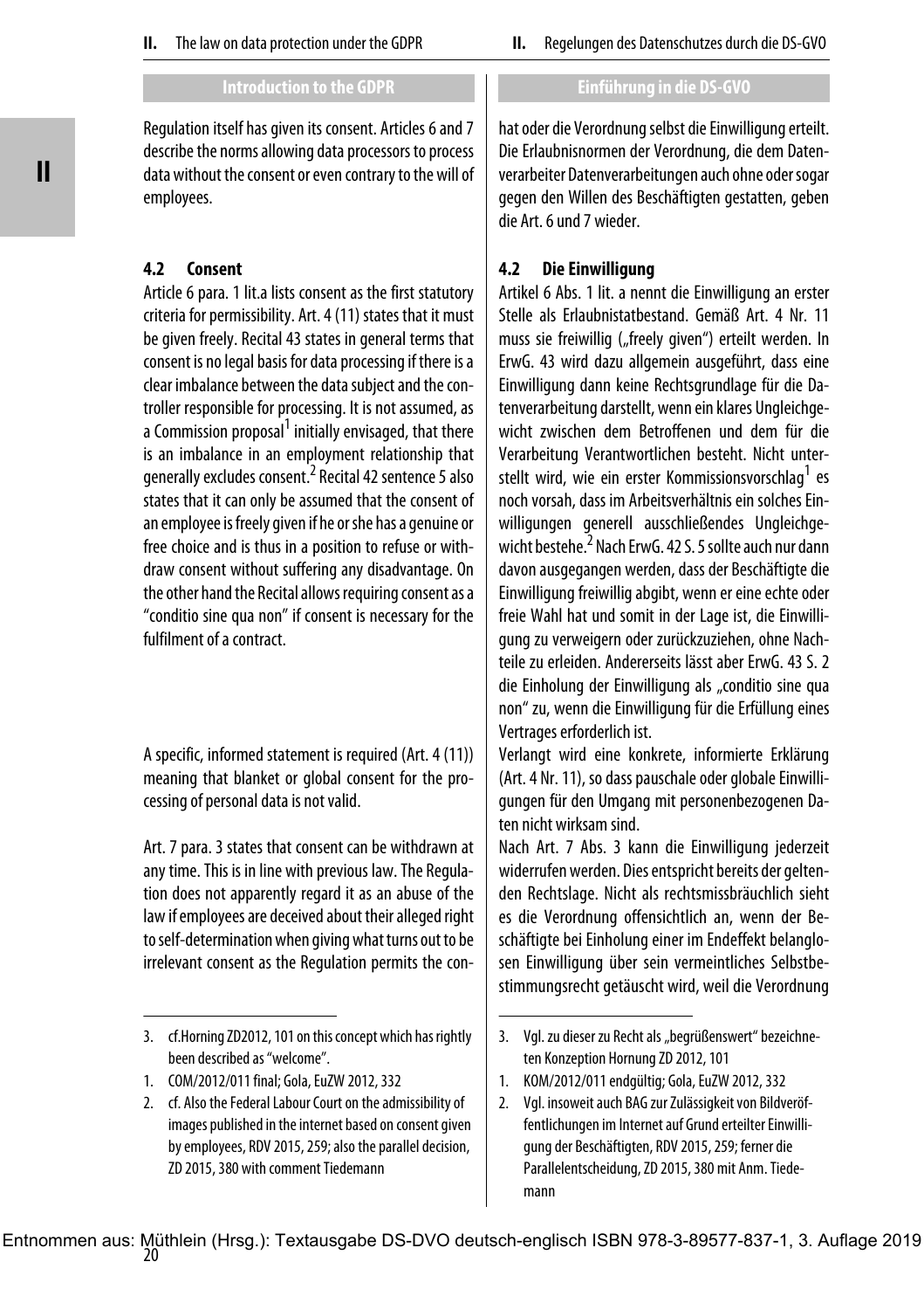### Introduction to the GDPR

Regulation itself has given its consent. Articles 6 and 7 describe the norms allowing data processors to process data without the consent or even contrary to the will of employees.

#### 4.2 Consent

Article 6 para. 1 lit.a lists consent as the first statutory criteria for permissibility. Art. 4 (11) states that it must be given freely. Recital 43 states in general terms that consent is no legal basis for data processing if there is a clear imbalance between the data subject and the controller responsible for processing. It is not assumed, as a Commission proposal[1] initially envisaged, that there is an imbalance in an employment relationship that generally excludes consent.[2] Recital 42 sentence 5 also states that it can only be assumed that the consent of an employee is freely given if he or she has a genuine or free choice and is thus in a position to refuse or withdraw consent without suffering any disadvantage. On the other hand the Recital allows requiring consent as a "conditio sine qua non" if consent is necessary for the fulfilment of a contract.

A specific, informed statement is required (Art. 4 (11)) meaning that blanket or global consent for the processing of personal data is not valid.

Art. 7 para. 3 states that consent can be withdrawn at any time. This is in line with previous law. The Regulation does not apparently regard it as an abuse of the law if employees are deceived about their alleged right to self-determination when giving what turns out to be irrelevant consent as the Regulation permits the con-

---

3. cf.Horning ZD2012, 101 on this concept which has rightly been described as "welcome".
1. COM/2012/011 final; Gola, EuZW 2012, 332
2. cf. Also the Federal Labour Court on the admissibility of images published in the internet based on consent given by employees, RDV 2015, 259; also the parallel decision, ZD 2015, 380 with comment Tiedemann

### Einführung in die DS-GVO

hat oder die Verordnung selbst die Einwilligung erteilt. Die Erlaubnisnormen der Verordnung, die dem Datenverarbeiter Datenverarbeitungen auch ohne oder sogar gegen den Willen des Beschäftigten gestatten, geben die Art. 6 und 7 wieder.

#### 4.2 Die Einwilligung

Artikel 6 Abs. 1 lit. a nennt die Einwilligung an erster Stelle als Erlaubnistatbestand. Gemäß Art. 4 Nr. 11 muss sie freiwillig („freely given") erteilt werden. In ErwG. 43 wird dazu allgemein ausgeführt, dass eine Einwilligung dann keine Rechtsgrundlage für die Datenverarbeitung darstellt, wenn ein klares Ungleichgewicht zwischen dem Betroffenen und dem für die Verarbeitung Verantwortlichen besteht. Nicht unterstellt wird, wie ein erster Kommissionsvorschlag[1] es noch vorsah, dass im Arbeitsverhältnis ein solches Einwilligungen generell ausschließendes Ungleichgewicht bestehe.[2] Nach ErwG. 42 S. 5 sollte auch nur dann davon ausgegangen werden, dass der Beschäftigte die Einwilligung freiwillig abgibt, wenn er eine echte oder freie Wahl hat und somit in der Lage ist, die Einwilligung zu verweigern oder zurückzuziehen, ohne Nachteile zu erleiden. Andererseits lässt aber ErwG. 43 S. 2 die Einholung der Einwilligung als „conditio sine qua non" zu, wenn die Einwilligung für die Erfüllung eines Vertrages erforderlich ist.

Verlangt wird eine konkrete, informierte Erklärung (Art. 4 Nr. 11), so dass pauschale oder globale Einwilligungen für den Umgang mit personenbezogenen Daten nicht wirksam sind.

Nach Art. 7 Abs. 3 kann die Einwilligung jederzeit widerrufen werden. Dies entspricht bereits der geltenden Rechtslage. Nicht als rechtsmissbräuchlich sieht es die Verordnung offensichtlich an, wenn der Beschäftigte bei Einholung einer im Endeffekt belanglosen Einwilligung über sein vermeintliches Selbstbestimmungsrecht getäuscht wird, weil die Verordnung

---

3. Vgl. zu dieser zu Recht als „begrüßenswert" bezeichneten Konzeption Hornung ZD 2012, 101
1. KOM/2012/011 endgültig; Gola, EuZW 2012, 332
2. Vgl. insoweit auch BAG zur Zulässigkeit von Bildveröffentlichungen im Internet auf Grund erteilter Einwilligung der Beschäftigten, RDV 2015, 259; ferner die Parallelentscheidung, ZD 2015, 380 mit Anm. Tiedemann

Entnommen aus: Müthlein (Hrsg.): Textausgabe DS-DVO deutsch-englisch ISBN 978-3-89577-837-1, 3. Auflage 2019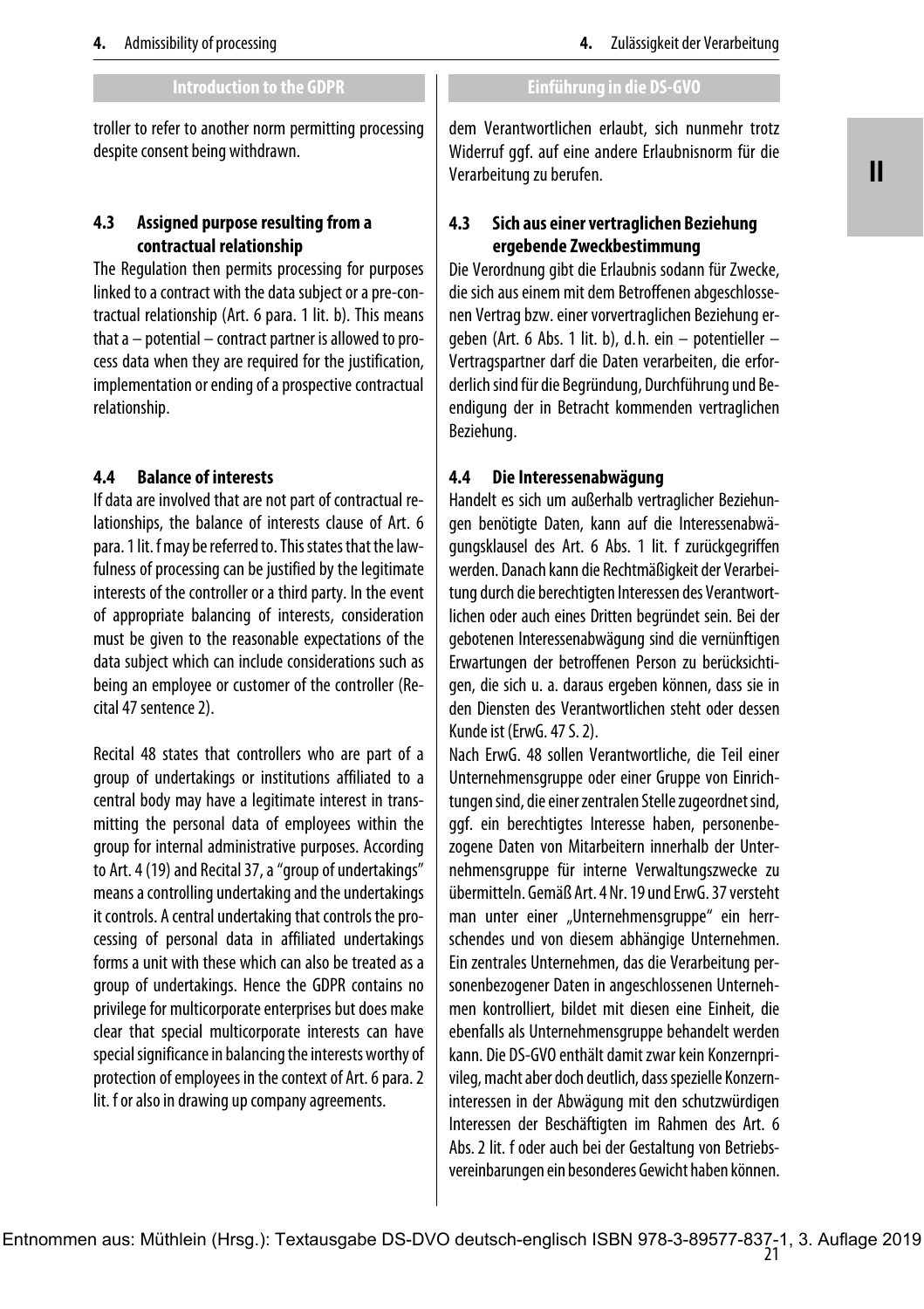troller to refer to another norm permitting processing despite consent being withdrawn.

### 4.3 Assigned purpose resulting from a contractual relationship

The Regulation then permits processing for purposes linked to a contract with the data subject or a pre-contractual relationship (Art. 6 para. 1 lit. b). This means that a – potential – contract partner is allowed to process data when they are required for the justification, implementation or ending of a prospective contractual relationship.

### 4.4 Balance of interests

If data are involved that are not part of contractual relationships, the balance of interests clause of Art. 6 para. 1 lit. f may be referred to. This states that the lawfulness of processing can be justified by the legitimate interests of the controller or a third party. In the event of appropriate balancing of interests, consideration must be given to the reasonable expectations of the data subject which can include considerations such as being an employee or customer of the controller (Recital 47 sentence 2).

Recital 48 states that controllers who are part of a group of undertakings or institutions affiliated to a central body may have a legitimate interest in transmitting the personal data of employees within the group for internal administrative purposes. According to Art. 4 (19) and Recital 37, a "group of undertakings" means a controlling undertaking and the undertakings it controls. A central undertaking that controls the processing of personal data in affiliated undertakings forms a unit with these which can also be treated as a group of undertakings. Hence the GDPR contains no privilege for multicorporate enterprises but does make clear that special multicorporate interests can have special significance in balancing the interests worthy of protection of employees in the context of Art. 6 para. 2 lit. f or also in drawing up company agreements.

---

dem Verantwortlichen erlaubt, sich nunmehr trotz Widerruf ggf. auf eine andere Erlaubnisnorm für die Verarbeitung zu berufen.

### 4.3 Sich aus einer vertraglichen Beziehung ergebende Zweckbestimmung

Die Verordnung gibt die Erlaubnis sodann für Zwecke, die sich aus einem mit dem Betroffenen abgeschlossenen Vertrag bzw. einer vorvertraglichen Beziehung ergeben (Art. 6 Abs. 1 lit. b), d. h. ein – potentieller – Vertragspartner darf die Daten verarbeiten, die erforderlich sind für die Begründung, Durchführung und Beendigung der in Betracht kommenden vertraglichen Beziehung.

### 4.4 Die Interessenabwägung

Handelt es sich um außerhalb vertraglicher Beziehungen benötigte Daten, kann auf die Interessenabwägungsklausel des Art. 6 Abs. 1 lit. f zurückgegriffen werden. Danach kann die Rechtmäßigkeit der Verarbeitung durch die berechtigten Interessen des Verantwortlichen oder auch eines Dritten begründet sein. Bei der gebotenen Interessenabwägung sind die vernünftigen Erwartungen der betroffenen Person zu berücksichtigen, die sich u. a. daraus ergeben können, dass sie in den Diensten des Verantwortlichen steht oder dessen Kunde ist (ErwG. 47 S. 2).

Nach ErwG. 48 sollen Verantwortliche, die Teil einer Unternehmensgruppe oder einer Gruppe von Einrichtungen sind, die einer zentralen Stelle zugeordnet sind, ggf. ein berechtigtes Interesse haben, personenbezogene Daten von Mitarbeitern innerhalb der Unternehmensgruppe für interne Verwaltungszwecke zu übermitteln. Gemäß Art. 4 Nr. 19 und ErwG. 37 versteht man unter einer „Unternehmensgruppe" ein herrschendes und von diesem abhängige Unternehmen. Ein zentrales Unternehmen, das die Verarbeitung personenbezogener Daten in angeschlossenen Unternehmen kontrolliert, bildet mit diesen eine Einheit, die ebenfalls als Unternehmensgruppe behandelt werden kann. Die DS-GVO enthält damit zwar kein Konzernprivileg, macht aber doch deutlich, dass spezielle Konzerninteressen in der Abwägung mit den schutzwürdigen Interessen der Beschäftigten im Rahmen des Art. 6 Abs. 2 lit. f oder auch bei der Gestaltung von Betriebsvereinbarungen ein besonderes Gewicht haben können.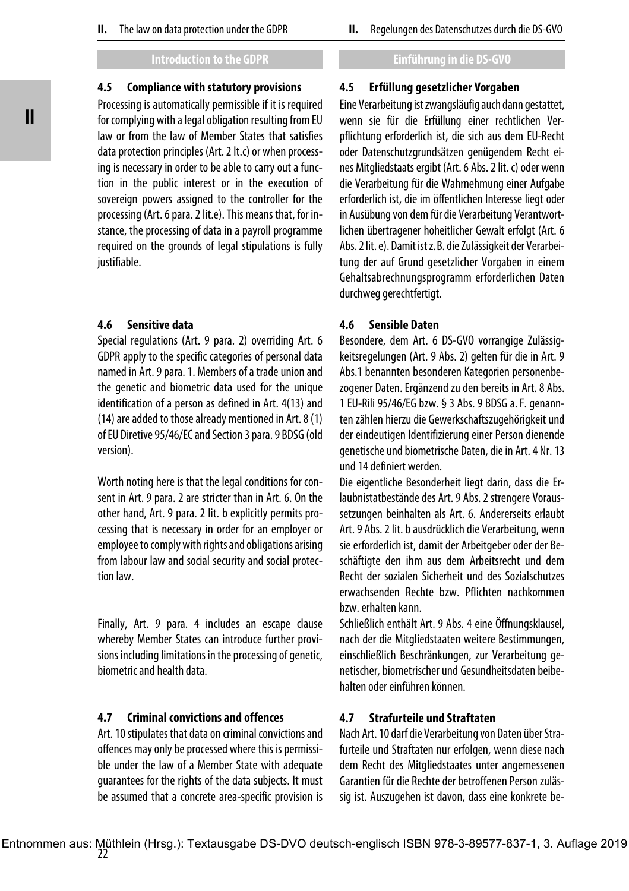## Introduction to the GDPR

### 4.5 Compliance with statutory provisions

Processing is automatically permissible if it is required for complying with a legal obligation resulting from EU law or from the law of Member States that satisfies data protection principles (Art. 2 lt.c) or when processing is necessary in order to be able to carry out a function in the public interest or in the execution of sovereign powers assigned to the controller for the processing (Art. 6 para. 2 lit.e). This means that, for instance, the processing of data in a payroll programme required on the grounds of legal stipulations is fully justifiable.

### 4.6 Sensitive data

Special regulations (Art. 9 para. 2) overriding Art. 6 GDPR apply to the specific categories of personal data named in Art. 9 para. 1. Members of a trade union and the genetic and biometric data used for the unique identification of a person as defined in Art. 4(13) and (14) are added to those already mentioned in Art. 8 (1) of EU Diretive 95/46/EC and Section 3 para. 9 BDSG (old version).

Worth noting here is that the legal conditions for consent in Art. 9 para. 2 are stricter than in Art. 6. On the other hand, Art. 9 para. 2 lit. b explicitly permits processing that is necessary in order for an employer or employee to comply with rights and obligations arising from labour law and social security and social protection law.

Finally, Art. 9 para. 4 includes an escape clause whereby Member States can introduce further provisions including limitations in the processing of genetic, biometric and health data.

### 4.7 Criminal convictions and offences

Art. 10 stipulates that data on criminal convictions and offences may only be processed where this is permissible under the law of a Member State with adequate guarantees for the rights of the data subjects. It must be assumed that a concrete area-specific provision is

## Einführung in die DS-GVO

### 4.5 Erfüllung gesetzlicher Vorgaben

Eine Verarbeitung ist zwangsläufig auch dann gestattet, wenn sie für die Erfüllung einer rechtlichen Verpflichtung erforderlich ist, die sich aus dem EU-Recht oder Datenschutzgrundsätzen genügendem Recht eines Mitgliedstaats ergibt (Art. 6 Abs. 2 lit. c) oder wenn die Verarbeitung für die Wahrnehmung einer Aufgabe erforderlich ist, die im öffentlichen Interesse liegt oder in Ausübung von dem für die Verarbeitung Verantwortlichen übertragener hoheitlicher Gewalt erfolgt (Art. 6 Abs. 2 lit. e). Damit ist z. B. die Zulässigkeit der Verarbeitung der auf Grund gesetzlicher Vorgaben in einem Gehaltsabrechnungsprogramm erforderlichen Daten durchweg gerechtfertigt.

### 4.6 Sensible Daten

Besondere, dem Art. 6 DS-GVO vorrangige Zulässigkeitsregelungen (Art. 9 Abs. 2) gelten für die in Art. 9 Abs.1 benannten besonderen Kategorien personenbezogener Daten. Ergänzend zu den bereits in Art. 8 Abs. 1 EU-Rili 95/46/EG bzw. § 3 Abs. 9 BDSG a. F. genannten zählen hierzu die Gewerkschaftszugehörigkeit und der eindeutigen Identifizierung einer Person dienende genetische und biometrische Daten, die in Art. 4 Nr. 13 und 14 definiert werden.

Die eigentliche Besonderheit liegt darin, dass die Erlaubnistatbestände des Art. 9 Abs. 2 strengere Voraussetzungen beinhalten als Art. 6. Andererseits erlaubt Art. 9 Abs. 2 lit. b ausdrücklich die Verarbeitung, wenn sie erforderlich ist, damit der Arbeitgeber oder der Beschäftigte den ihm aus dem Arbeitsrecht und dem Recht der sozialen Sicherheit und des Sozialschutzes erwachsenden Rechte bzw. Pflichten nachkommen bzw. erhalten kann.

Schließlich enthält Art. 9 Abs. 4 eine Öffnungsklausel, nach der die Mitgliedstaaten weitere Bestimmungen, einschließlich Beschränkungen, zur Verarbeitung genetischer, biometrischer und Gesundheitsdaten beibehalten oder einführen können.

### 4.7 Strafurteile und Straftaten

Nach Art. 10 darf die Verarbeitung von Daten über Strafurteile und Straftaten nur erfolgen, wenn diese nach dem Recht des Mitgliedstaates unter angemessenen Garantien für die Rechte der betroffenen Person zulässig ist. Auszugehen ist davon, dass eine konkrete be-

Entnommen aus: Müthlein (Hrsg.): Textausgabe DS-DVO deutsch-englisch ISBN 978-3-89577-837-1, 3. Auflage 2019